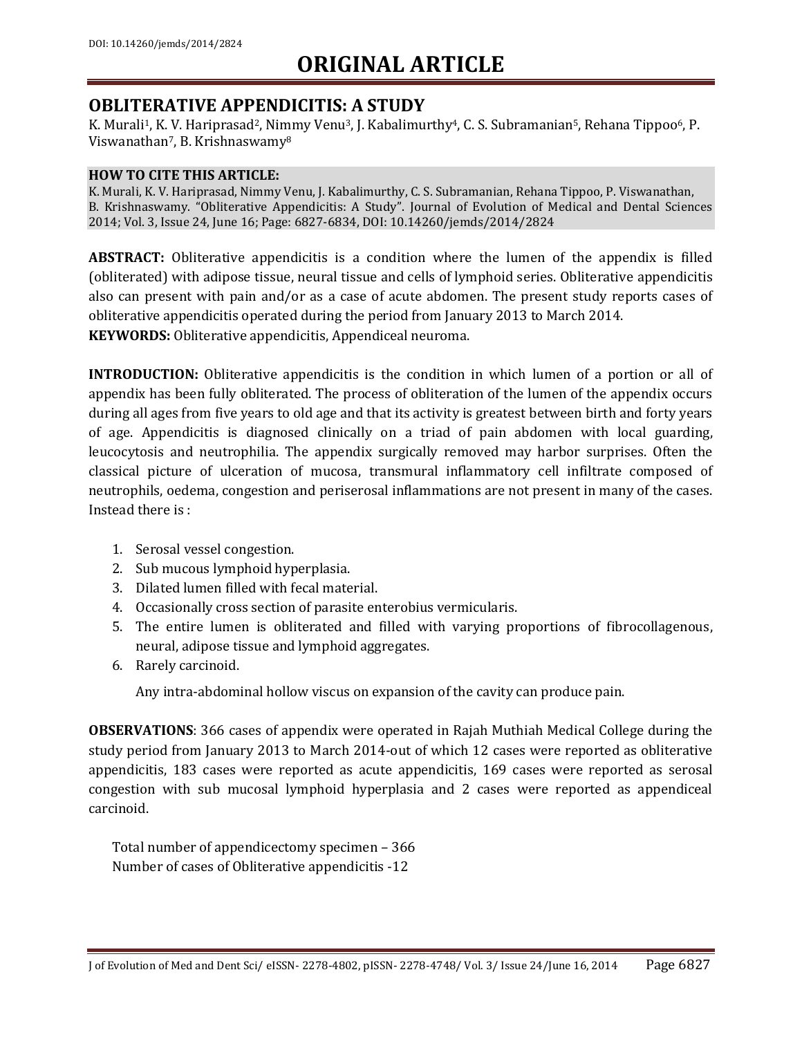DOI: 10.14260/jemds/2014/2824

# ORIGINAL ARTICLE

## OBLITERATIVE APPENDICITIS: A STUDY

K. Murali[1], K. V. Hariprasad[2], Nimmy Venu[3], J. Kabalimurthy[4], C. S. Subramanian[5], Rehana Tippoo[6], P. Viswanathan[7], B. Krishnaswamy[8]

**HOW TO CITE THIS ARTICLE:**
K. Murali, K. V. Hariprasad, Nimmy Venu, J. Kabalimurthy, C. S. Subramanian, Rehana Tippoo, P. Viswanathan, B. Krishnaswamy. "Obliterative Appendicitis: A Study". Journal of Evolution of Medical and Dental Sciences 2014; Vol. 3, Issue 24, June 16; Page: 6827-6834, DOI: 10.14260/jemds/2014/2824

**ABSTRACT:** Obliterative appendicitis is a condition where the lumen of the appendix is filled (obliterated) with adipose tissue, neural tissue and cells of lymphoid series. Obliterative appendicitis also can present with pain and/or as a case of acute abdomen. The present study reports cases of obliterative appendicitis operated during the period from January 2013 to March 2014.

**KEYWORDS:** Obliterative appendicitis, Appendiceal neuroma.

**INTRODUCTION:** Obliterative appendicitis is the condition in which lumen of a portion or all of appendix has been fully obliterated. The process of obliteration of the lumen of the appendix occurs during all ages from five years to old age and that its activity is greatest between birth and forty years of age. Appendicitis is diagnosed clinically on a triad of pain abdomen with local guarding, leucocytosis and neutrophilia. The appendix surgically removed may harbor surprises. Often the classical picture of ulceration of mucosa, transmural inflammatory cell infiltrate composed of neutrophils, oedema, congestion and periserosal inflammations are not present in many of the cases. Instead there is :

1. Serosal vessel congestion.
2. Sub mucous lymphoid hyperplasia.
3. Dilated lumen filled with fecal material.
4. Occasionally cross section of parasite enterobius vermicularis.
5. The entire lumen is obliterated and filled with varying proportions of fibrocollagenous, neural, adipose tissue and lymphoid aggregates.
6. Rarely carcinoid.

Any intra-abdominal hollow viscus on expansion of the cavity can produce pain.

**OBSERVATIONS**: 366 cases of appendix were operated in Rajah Muthiah Medical College during the study period from January 2013 to March 2014-out of which 12 cases were reported as obliterative appendicitis, 183 cases were reported as acute appendicitis, 169 cases were reported as serosal congestion with sub mucosal lymphoid hyperplasia and 2 cases were reported as appendiceal carcinoid.

Total number of appendicectomy specimen – 366
Number of cases of Obliterative appendicitis -12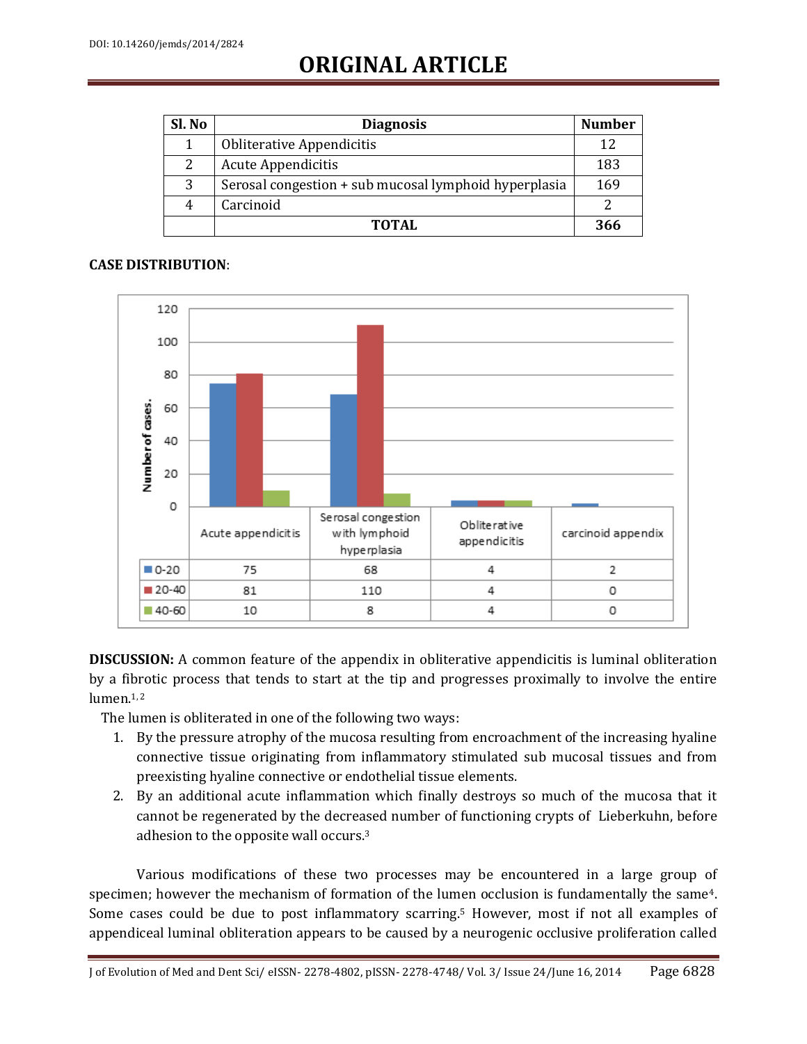| Sl. No | Diagnosis | Number |
|---|---|---|
| 1 | Obliterative Appendicitis | 12 |
| 2 | Acute Appendicitis | 183 |
| 3 | Serosal congestion + sub mucosal lymphoid hyperplasia | 169 |
| 4 | Carcinoid | 2 |
| | **TOTAL** | **366** |

**CASE DISTRIBUTION**:

| | Acute appendicitis | Serosal congestion with lymphoid hyperplasia | Obliterative appendicitis | carcinoid appendix |
|---|---|---|---|---|
| 0-20 | 75 | 68 | 4 | 2 |
| 20-40 | 81 | 110 | 4 | 0 |
| 40-60 | 10 | 8 | 4 | 0 |

**DISCUSSION:** A common feature of the appendix in obliterative appendicitis is luminal obliteration by a fibrotic process that tends to start at the tip and progresses proximally to involve the entire lumen.[1,2]

The lumen is obliterated in one of the following two ways:

1. By the pressure atrophy of the mucosa resulting from encroachment of the increasing hyaline connective tissue originating from inflammatory stimulated sub mucosal tissues and from preexisting hyaline connective or endothelial tissue elements.
2. By an additional acute inflammation which finally destroys so much of the mucosa that it cannot be regenerated by the decreased number of functioning crypts of Lieberkuhn, before adhesion to the opposite wall occurs.[3]

Various modifications of these two processes may be encountered in a large group of specimen; however the mechanism of formation of the lumen occlusion is fundamentally the same[4]. Some cases could be due to post inflammatory scarring.[5] However, most if not all examples of appendiceal luminal obliteration appears to be caused by a neurogenic occlusive proliferation called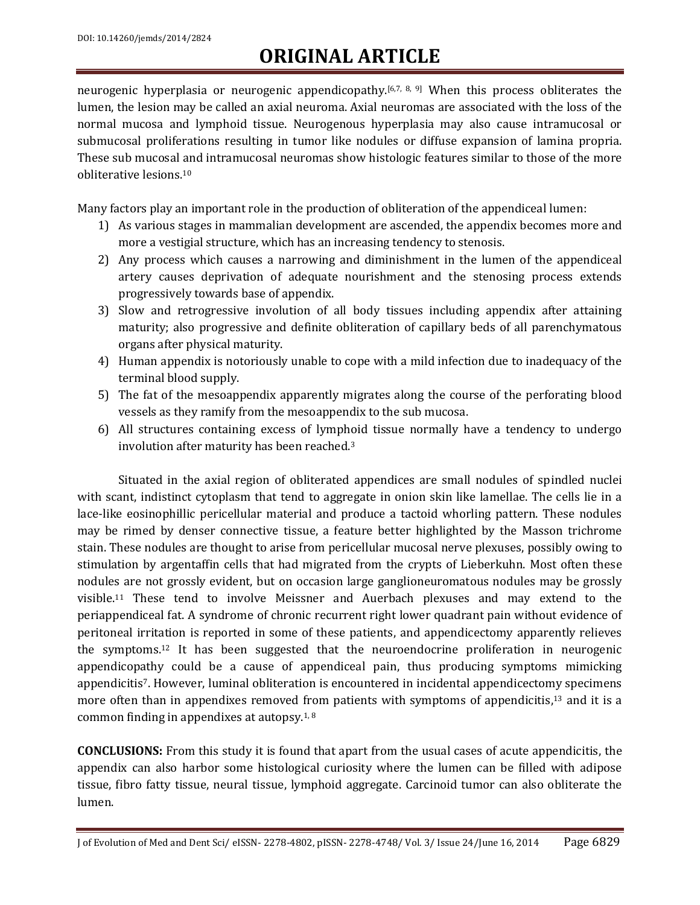neurogenic hyperplasia or neurogenic appendicopathy.[6,7, 8, 9] When this process obliterates the lumen, the lesion may be called an axial neuroma. Axial neuromas are associated with the loss of the normal mucosa and lymphoid tissue. Neurogenous hyperplasia may also cause intramucosal or submucosal proliferations resulting in tumor like nodules or diffuse expansion of lamina propria. These sub mucosal and intramucosal neuromas show histologic features similar to those of the more obliterative lesions.[10]

Many factors play an important role in the production of obliteration of the appendiceal lumen:

1) As various stages in mammalian development are ascended, the appendix becomes more and more a vestigial structure, which has an increasing tendency to stenosis.
2) Any process which causes a narrowing and diminishment in the lumen of the appendiceal artery causes deprivation of adequate nourishment and the stenosing process extends progressively towards base of appendix.
3) Slow and retrogressive involution of all body tissues including appendix after attaining maturity; also progressive and definite obliteration of capillary beds of all parenchymatous organs after physical maturity.
4) Human appendix is notoriously unable to cope with a mild infection due to inadequacy of the terminal blood supply.
5) The fat of the mesoappendix apparently migrates along the course of the perforating blood vessels as they ramify from the mesoappendix to the sub mucosa.
6) All structures containing excess of lymphoid tissue normally have a tendency to undergo involution after maturity has been reached.[3]

Situated in the axial region of obliterated appendices are small nodules of spindled nuclei with scant, indistinct cytoplasm that tend to aggregate in onion skin like lamellae. The cells lie in a lace-like eosinophillic pericellular material and produce a tactoid whorling pattern. These nodules may be rimed by denser connective tissue, a feature better highlighted by the Masson trichrome stain. These nodules are thought to arise from pericellular mucosal nerve plexuses, possibly owing to stimulation by argentaffin cells that had migrated from the crypts of Lieberkuhn. Most often these nodules are not grossly evident, but on occasion large ganglioneuromatous nodules may be grossly visible.[11] These tend to involve Meissner and Auerbach plexuses and may extend to the periappendiceal fat. A syndrome of chronic recurrent right lower quadrant pain without evidence of peritoneal irritation is reported in some of these patients, and appendicectomy apparently relieves the symptoms.[12] It has been suggested that the neuroendocrine proliferation in neurogenic appendicopathy could be a cause of appendiceal pain, thus producing symptoms mimicking appendicitis[7]. However, luminal obliteration is encountered in incidental appendicectomy specimens more often than in appendixes removed from patients with symptoms of appendicitis,[13] and it is a common finding in appendixes at autopsy.[1, 8]

**CONCLUSIONS:** From this study it is found that apart from the usual cases of acute appendicitis, the appendix can also harbor some histological curiosity where the lumen can be filled with adipose tissue, fibro fatty tissue, neural tissue, lymphoid aggregate. Carcinoid tumor can also obliterate the lumen.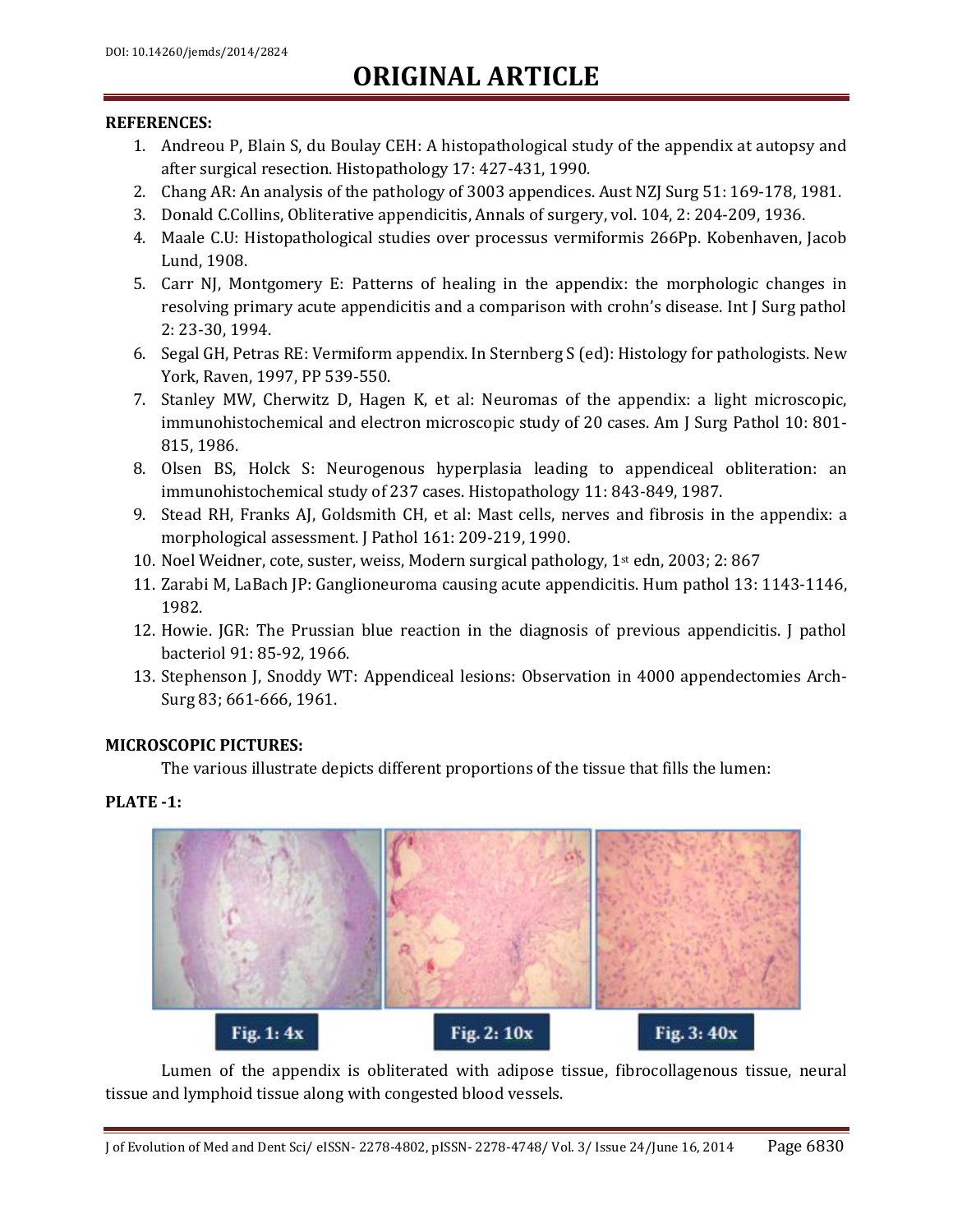**REFERENCES:**

1. Andreou P, Blain S, du Boulay CEH: A histopathological study of the appendix at autopsy and after surgical resection. Histopathology 17: 427-431, 1990.
2. Chang AR: An analysis of the pathology of 3003 appendices. Aust NZJ Surg 51: 169-178, 1981.
3. Donald C.Collins, Obliterative appendicitis, Annals of surgery, vol. 104, 2: 204-209, 1936.
4. Maale C.U: Histopathological studies over processus vermiformis 266Pp. Kobenhaven, Jacob Lund, 1908.
5. Carr NJ, Montgomery E: Patterns of healing in the appendix: the morphologic changes in resolving primary acute appendicitis and a comparison with crohn's disease. Int J Surg pathol 2: 23-30, 1994.
6. Segal GH, Petras RE: Vermiform appendix. In Sternberg S (ed): Histology for pathologists. New York, Raven, 1997, PP 539-550.
7. Stanley MW, Cherwitz D, Hagen K, et al: Neuromas of the appendix: a light microscopic, immunohistochemical and electron microscopic study of 20 cases. Am J Surg Pathol 10: 801-815, 1986.
8. Olsen BS, Holck S: Neurogenous hyperplasia leading to appendiceal obliteration: an immunohistochemical study of 237 cases. Histopathology 11: 843-849, 1987.
9. Stead RH, Franks AJ, Goldsmith CH, et al: Mast cells, nerves and fibrosis in the appendix: a morphological assessment. J Pathol 161: 209-219, 1990.
10. Noel Weidner, cote, suster, weiss, Modern surgical pathology, 1st edn, 2003; 2: 867
11. Zarabi M, LaBach JP: Ganglioneuroma causing acute appendicitis. Hum pathol 13: 1143-1146, 1982.
12. Howie. JGR: The Prussian blue reaction in the diagnosis of previous appendicitis. J pathol bacteriol 91: 85-92, 1966.
13. Stephenson J, Snoddy WT: Appendiceal lesions: Observation in 4000 appendectomies Arch-Surg 83; 661-666, 1961.

**MICROSCOPIC PICTURES:**

The various illustrate depicts different proportions of the tissue that fills the lumen:

**PLATE -1:**

Fig. 1: 4x

Fig. 2: 10x

Fig. 3: 40x

Lumen of the appendix is obliterated with adipose tissue, fibrocollagenous tissue, neural tissue and lymphoid tissue along with congested blood vessels.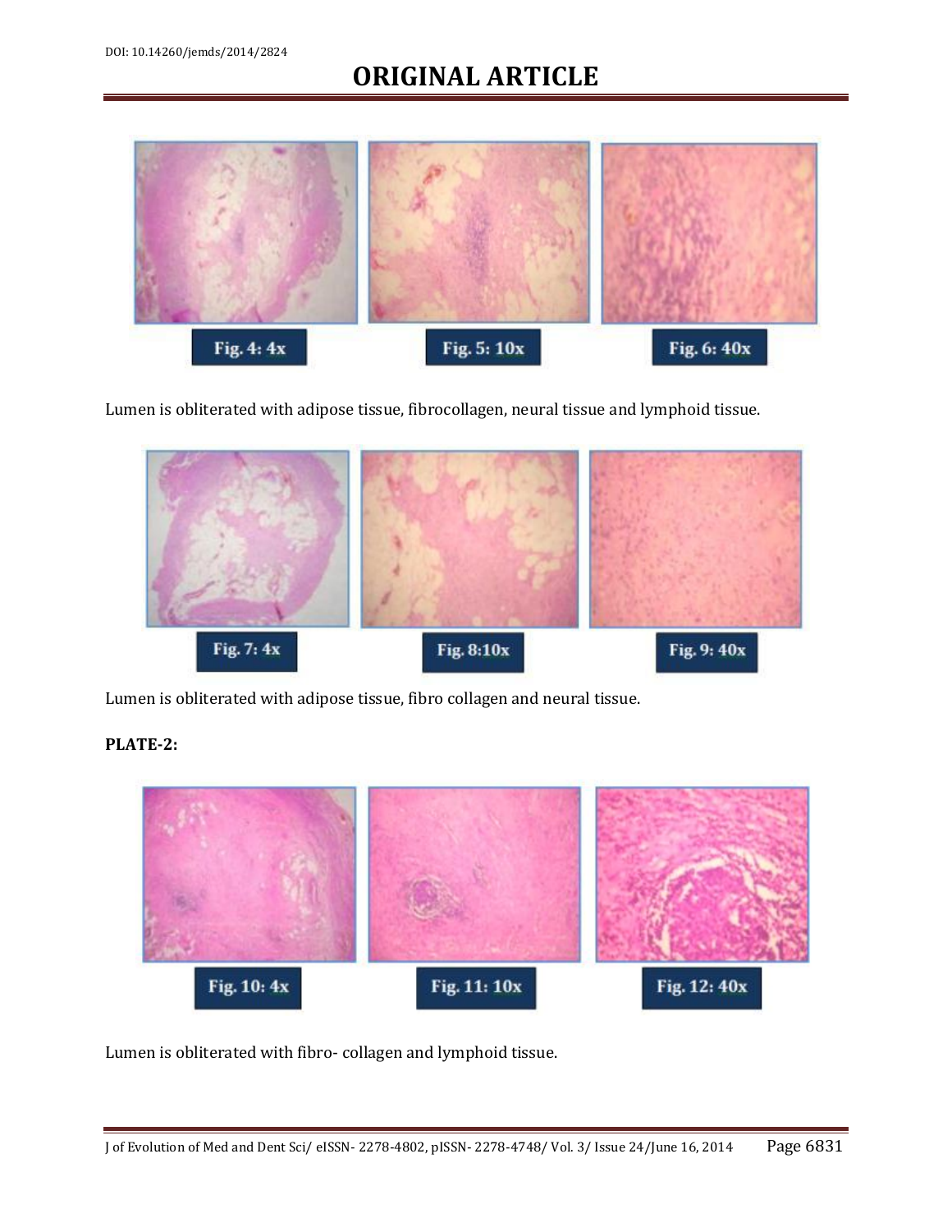Fig. 4: 4x

Fig. 5: 10x

Fig. 6: 40x

Lumen is obliterated with adipose tissue, fibrocollagen, neural tissue and lymphoid tissue.

Fig. 7: 4x

Fig. 8:10x

Fig. 9: 40x

Lumen is obliterated with adipose tissue, fibro collagen and neural tissue.

**PLATE-2:**

Fig. 10: 4x

Fig. 11: 10x

Fig. 12: 40x

Lumen is obliterated with fibro- collagen and lymphoid tissue.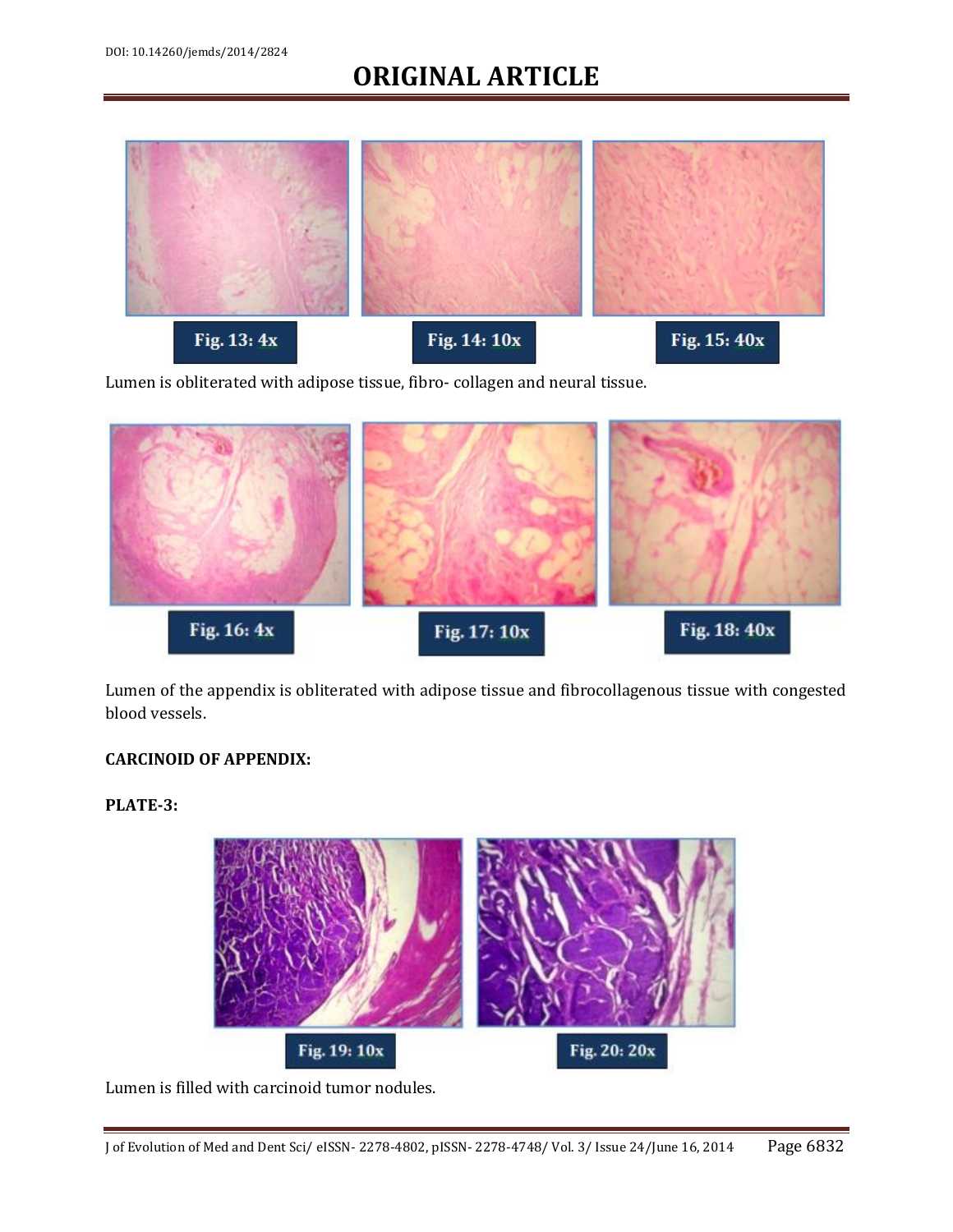Fig. 13: 4x

Fig. 14: 10x

Fig. 15: 40x

Lumen is obliterated with adipose tissue, fibro- collagen and neural tissue.

Fig. 16: 4x

Fig. 17: 10x

Fig. 18: 40x

Lumen of the appendix is obliterated with adipose tissue and fibrocollagenous tissue with congested blood vessels.

**CARCINOID OF APPENDIX:**

**PLATE-3:**

Fig. 19: 10x

Fig. 20: 20x

Lumen is filled with carcinoid tumor nodules.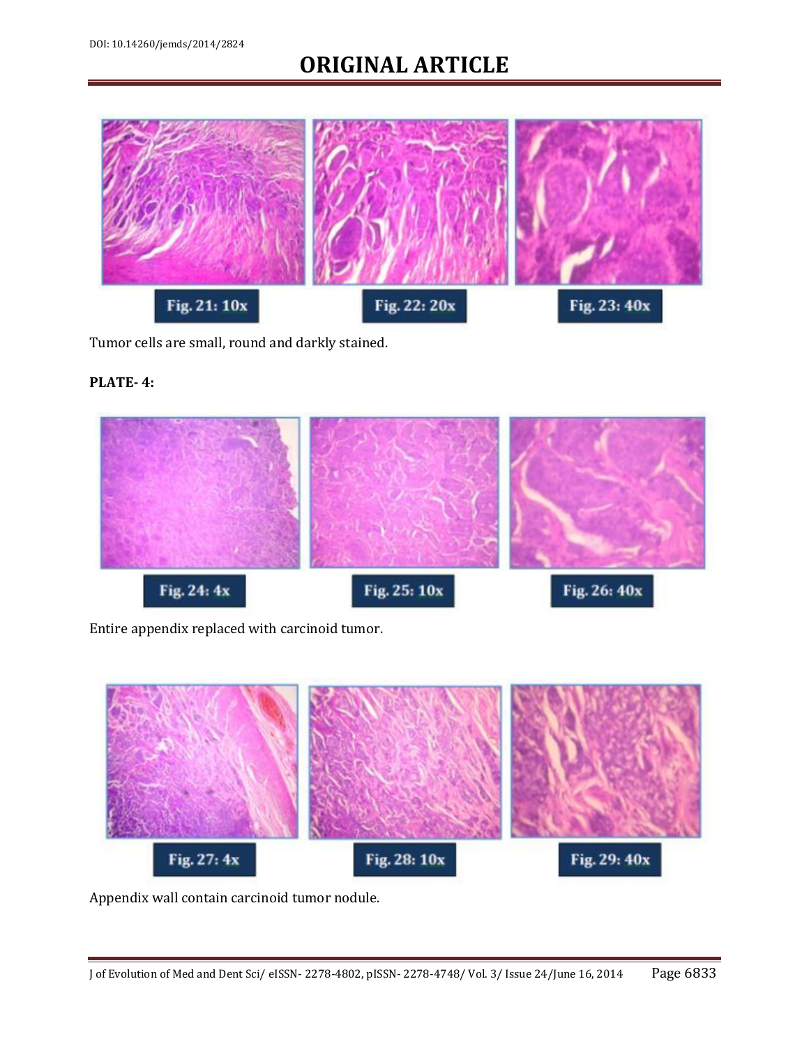Fig. 21: 10x

Fig. 22: 20x

Fig. 23: 40x

Tumor cells are small, round and darkly stained.

**PLATE- 4:**

Fig. 24: 4x

Fig. 25: 10x

Fig. 26: 40x

Entire appendix replaced with carcinoid tumor.

Fig. 27: 4x

Fig. 28: 10x

Fig. 29: 40x

Appendix wall contain carcinoid tumor nodule.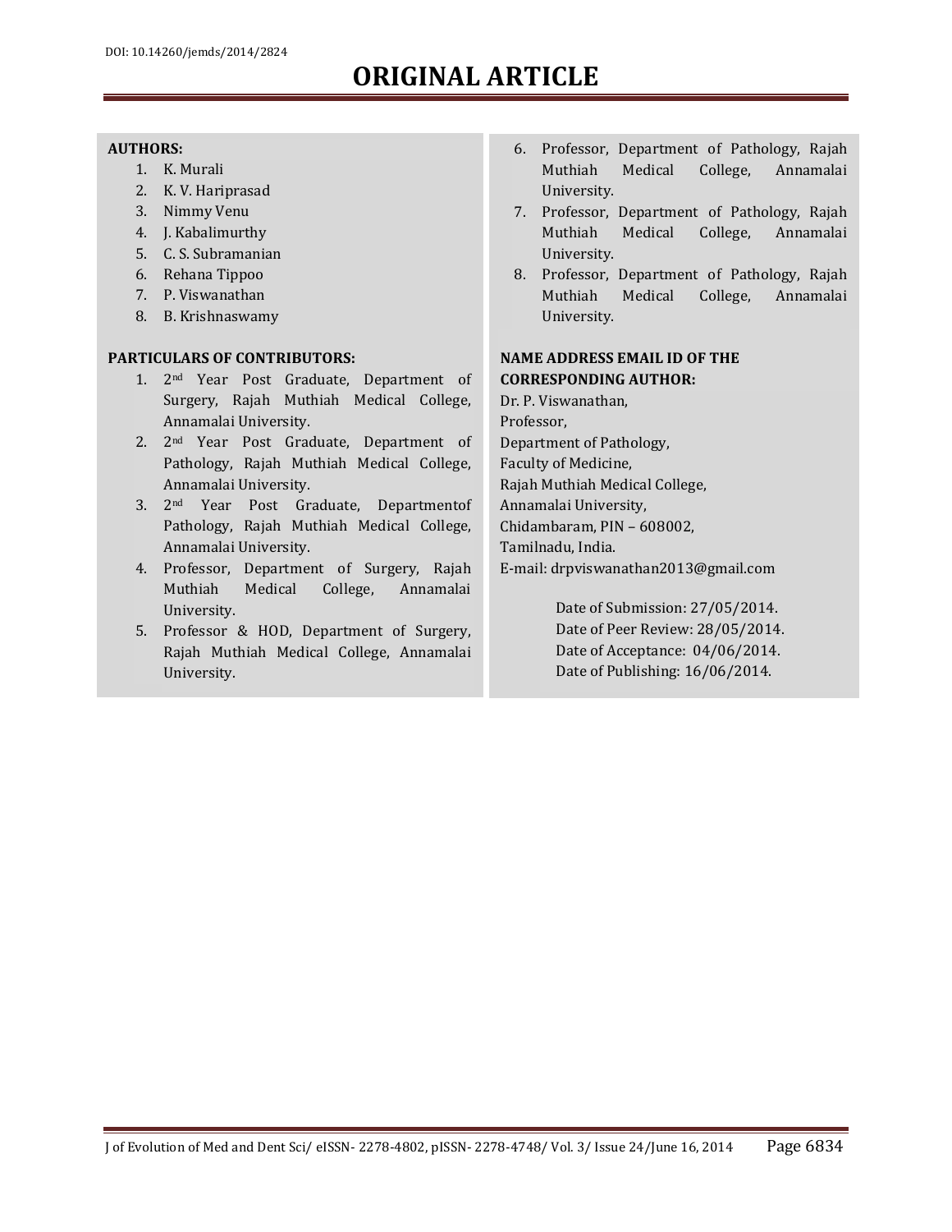DOI: 10.14260/jemds/2014/2824

# ORIGINAL ARTICLE

**AUTHORS:**

1. K. Murali
2. K. V. Hariprasad
3. Nimmy Venu
4. J. Kabalimurthy
5. C. S. Subramanian
6. Rehana Tippoo
7. P. Viswanathan
8. B. Krishnaswamy

**PARTICULARS OF CONTRIBUTORS:**

1. 2nd Year Post Graduate, Department of Surgery, Rajah Muthiah Medical College, Annamalai University.
2. 2nd Year Post Graduate, Department of Pathology, Rajah Muthiah Medical College, Annamalai University.
3. 2nd Year Post Graduate, Departmentof Pathology, Rajah Muthiah Medical College, Annamalai University.
4. Professor, Department of Surgery, Rajah Muthiah Medical College, Annamalai University.
5. Professor & HOD, Department of Surgery, Rajah Muthiah Medical College, Annamalai University.
6. Professor, Department of Pathology, Rajah Muthiah Medical College, Annamalai University.
7. Professor, Department of Pathology, Rajah Muthiah Medical College, Annamalai University.
8. Professor, Department of Pathology, Rajah Muthiah Medical College, Annamalai University.

**NAME ADDRESS EMAIL ID OF THE CORRESPONDING AUTHOR:**

Dr. P. Viswanathan,
Professor,
Department of Pathology,
Faculty of Medicine,
Rajah Muthiah Medical College,
Annamalai University,
Chidambaram, PIN – 608002,
Tamilnadu, India.
E-mail: drpviswanathan2013@gmail.com

Date of Submission: 27/05/2014.
Date of Peer Review: 28/05/2014.
Date of Acceptance: 04/06/2014.
Date of Publishing: 16/06/2014.